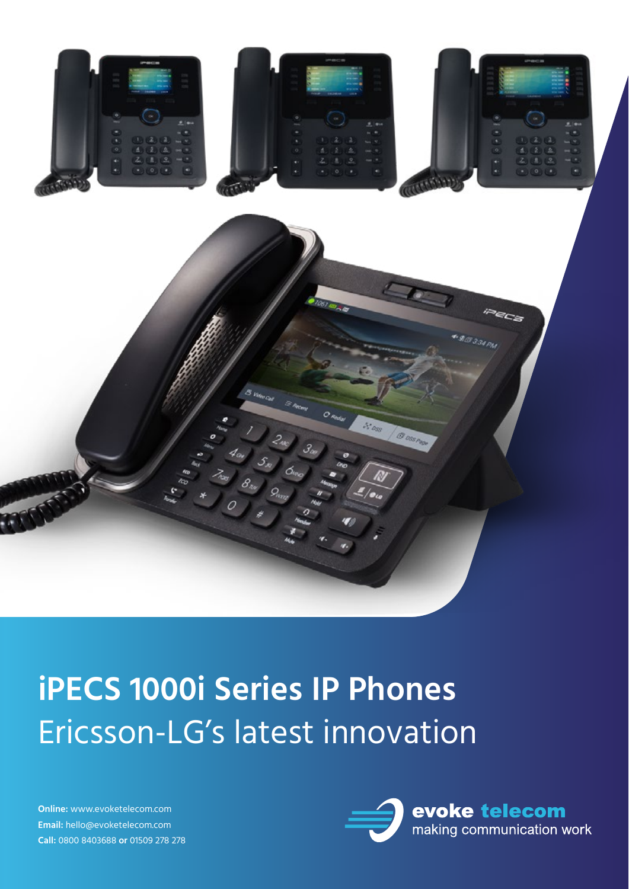# iPECS 1000i Series IP Phones

Ericsson-LG's latest innovation

**Online:** www.evoketelecom.com
**Email:** hello@evoketelecom.com
**Call:** 0800 8403688 **or** 01509 278 278

evoke telecom
making communication work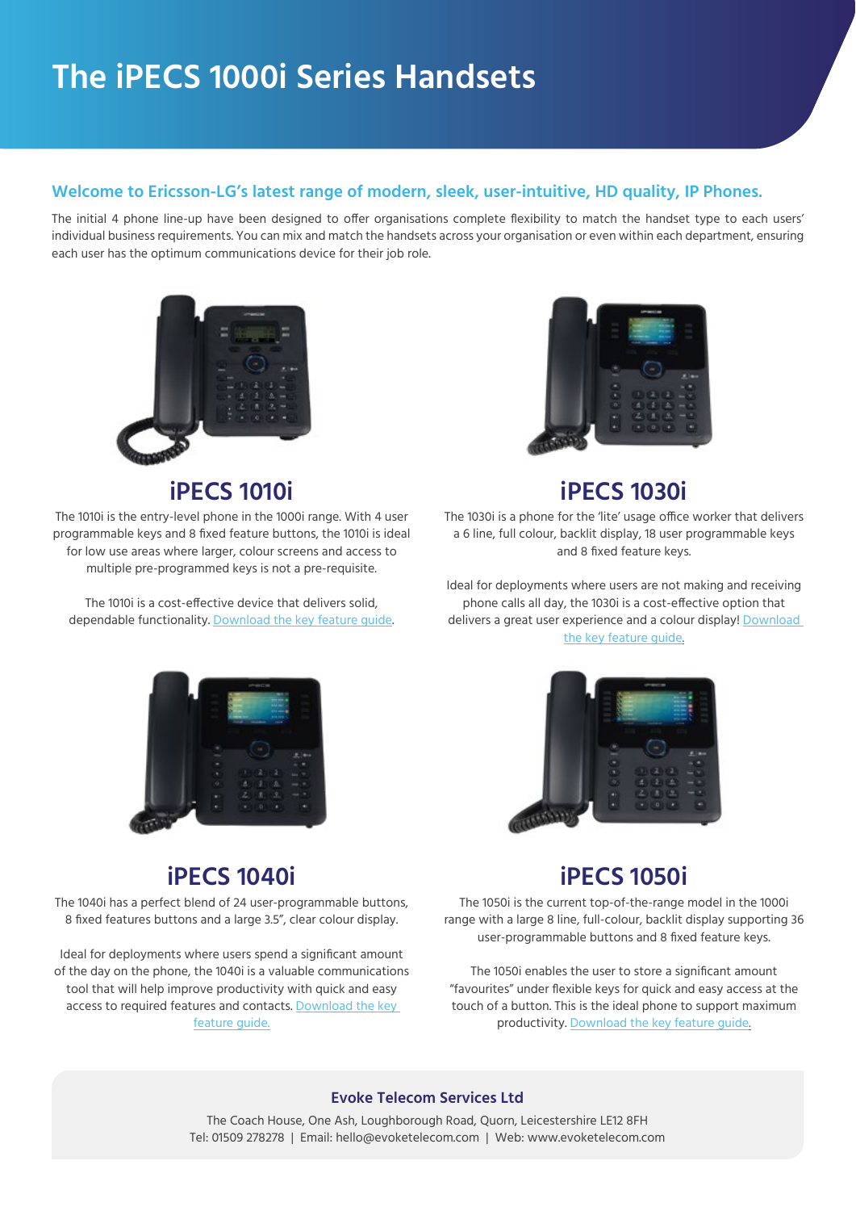# The iPECS 1000i Series Handsets

### Welcome to Ericsson-LG's latest range of modern, sleek, user-intuitive, HD quality, IP Phones.

The initial 4 phone line-up have been designed to offer organisations complete flexibility to match the handset type to each users' individual business requirements. You can mix and match the handsets across your organisation or even within each department, ensuring each user has the optimum communications device for their job role.

## iPECS 1010i

The 1010i is the entry-level phone in the 1000i range. With 4 user programmable keys and 8 fixed feature buttons, the 1010i is ideal for low use areas where larger, colour screens and access to multiple pre-programmed keys is not a pre-requisite.

The 1010i is a cost-effective device that delivers solid, dependable functionality. Download the key feature guide.

## iPECS 1030i

The 1030i is a phone for the 'lite' usage office worker that delivers a 6 line, full colour, backlit display, 18 user programmable keys and 8 fixed feature keys.

Ideal for deployments where users are not making and receiving phone calls all day, the 1030i is a cost-effective option that delivers a great user experience and a colour display! Download the key feature guide.

## iPECS 1040i

The 1040i has a perfect blend of 24 user-programmable buttons, 8 fixed features buttons and a large 3.5", clear colour display.

Ideal for deployments where users spend a significant amount of the day on the phone, the 1040i is a valuable communications tool that will help improve productivity with quick and easy access to required features and contacts. Download the key feature guide.

## iPECS 1050i

The 1050i is the current top-of-the-range model in the 1000i range with a large 8 line, full-colour, backlit display supporting 36 user-programmable buttons and 8 fixed feature keys.

The 1050i enables the user to store a significant amount "favourites" under flexible keys for quick and easy access at the touch of a button. This is the ideal phone to support maximum productivity. Download the key feature guide.

**Evoke Telecom Services Ltd**

The Coach House, One Ash, Loughborough Road, Quorn, Leicestershire LE12 8FH
Tel: 01509 278278 | Email: hello@evoketelecom.com | Web: www.evoketelecom.com